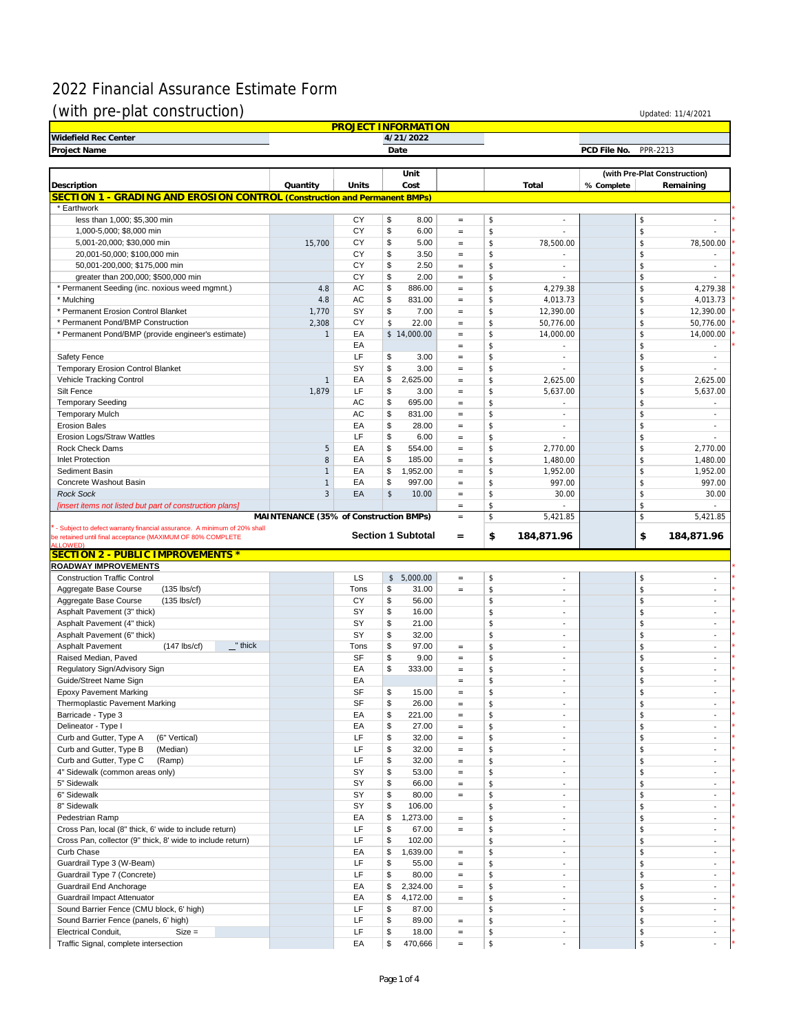# 2022 Financial Assurance Estimate Form

## (with pre-plat construction)

Updated: 11/4/2021

| PROJECT INFORMATION | | | |
|---|---|---|---|
| Widefield Rec Center | 4/21/2022 | | |
| Project Name | Date | PCD File No. | PPR-2213 |

| Description | Quantity | Units | Unit Cost | | Total | (with Pre-Plat Construction) % Complete | Remaining |
|---|---|---|---|---|---|---|---|
| **SECTION 1 - GRADING AND EROSION CONTROL (Construction and Permanent BMPs)** | | | | | | | |
| * Earthwork | | | | | | | |
| less than 1,000; $5,300 min | | CY | $ 8.00 | = | $ - | | $ - |
| 1,000-5,000; $8,000 min | | CY | $ 6.00 | = | $ - | | $ - |
| 5,001-20,000; $30,000 min | 15,700 | CY | $ 5.00 | = | $ 78,500.00 | | $ 78,500.00 |
| 20,001-50,000; $100,000 min | | CY | $ 3.50 | = | $ - | | $ - |
| 50,001-200,000; $175,000 min | | CY | $ 2.50 | = | $ - | | $ - |
| greater than 200,000; $500,000 min | | CY | $ 2.00 | = | $ - | | $ - |
| * Permanent Seeding (inc. noxious weed mgmnt.) | 4.8 | AC | $ 886.00 | = | $ 4,279.38 | | $ 4,279.38 |
| * Mulching | 4.8 | AC | $ 831.00 | = | $ 4,013.73 | | $ 4,013.73 |
| * Permanent Erosion Control Blanket | 1,770 | SY | $ 7.00 | = | $ 12,390.00 | | $ 12,390.00 |
| * Permanent Pond/BMP Construction | 2,308 | CY | $ 22.00 | = | $ 50,776.00 | | $ 50,776.00 |
| * Permanent Pond/BMP (provide engineer's estimate) | 1 | EA | $ 14,000.00 | = | $ 14,000.00 | | $ 14,000.00 |
| | | EA | | = | $ - | | $ - |
| Safety Fence | | LF | $ 3.00 | = | $ - | | $ - |
| Temporary Erosion Control Blanket | | SY | $ 3.00 | = | $ - | | $ - |
| Vehicle Tracking Control | 1 | EA | $ 2,625.00 | = | $ 2,625.00 | | $ 2,625.00 |
| Silt Fence | 1,879 | LF | $ 3.00 | = | $ 5,637.00 | | $ 5,637.00 |
| Temporary Seeding | | AC | $ 695.00 | = | $ - | | $ - |
| Temporary Mulch | | AC | $ 831.00 | = | $ - | | $ - |
| Erosion Bales | | EA | $ 28.00 | = | $ - | | $ - |
| Erosion Logs/Straw Wattles | | LF | $ 6.00 | = | $ - | | $ - |
| Rock Check Dams | 5 | EA | $ 554.00 | = | $ 2,770.00 | | $ 2,770.00 |
| Inlet Protection | 8 | EA | $ 185.00 | = | $ 1,480.00 | | $ 1,480.00 |
| Sediment Basin | 1 | EA | $ 1,952.00 | = | $ 1,952.00 | | $ 1,952.00 |
| Concrete Washout Basin | 1 | EA | $ 997.00 | = | $ 997.00 | | $ 997.00 |
| *Rock Sock* | 3 | EA | $ 10.00 | = | $ 30.00 | | $ 30.00 |
| *[insert items not listed but part of construction plans]* | | | | = | $ - | | $ - |
| MAINTENANCE (35% of Construction BMPs) | | | | = | $ 5,421.85 | | $ 5,421.85 |
| * - Subject to defect warranty financial assurance. A minimum of 20% shall be retained until final acceptance (MAXIMUM OF 80% COMPLETE ALLOWED) | | | Section 1 Subtotal | = | **$ 184,871.96** | | **$ 184,871.96** |
| **SECTION 2 - PUBLIC IMPROVEMENTS *** | | | | | | | |
| **ROADWAY IMPROVEMENTS** | | | | | | | |
| Construction Traffic Control | | LS | $ 5,000.00 | = | $ - | | $ - |
| Aggregate Base Course (135 lbs/cf) | | Tons | $ 31.00 | = | $ - | | $ - |
| Aggregate Base Course (135 lbs/cf) | | CY | $ 56.00 | | $ - | | $ - |
| Asphalt Pavement (3" thick) | | SY | $ 16.00 | | $ - | | $ - |
| Asphalt Pavement (4" thick) | | SY | $ 21.00 | | $ - | | $ - |
| Asphalt Pavement (6" thick) | | SY | $ 32.00 | | $ - | | $ - |
| Asphalt Pavement (147 lbs/cf) _" thick | | Tons | $ 97.00 | = | $ - | | $ - |
| Raised Median, Paved | | SF | $ 9.00 | = | $ - | | $ - |
| Regulatory Sign/Advisory Sign | | EA | $ 333.00 | = | $ - | | $ - |
| Guide/Street Name Sign | | EA | | = | $ - | | $ - |
| Epoxy Pavement Marking | | SF | $ 15.00 | = | $ - | | $ - |
| Thermoplastic Pavement Marking | | SF | $ 26.00 | = | $ - | | $ - |
| Barricade - Type 3 | | EA | $ 221.00 | = | $ - | | $ - |
| Delineator - Type I | | EA | $ 27.00 | = | $ - | | $ - |
| Curb and Gutter, Type A (6" Vertical) | | LF | $ 32.00 | = | $ - | | $ - |
| Curb and Gutter, Type B (Median) | | LF | $ 32.00 | = | $ - | | $ - |
| Curb and Gutter, Type C (Ramp) | | LF | $ 32.00 | = | $ - | | $ - |
| 4" Sidewalk (common areas only) | | SY | $ 53.00 | = | $ - | | $ - |
| 5" Sidewalk | | SY | $ 66.00 | = | $ - | | $ - |
| 6" Sidewalk | | SY | $ 80.00 | = | $ - | | $ - |
| 8" Sidewalk | | SY | $ 106.00 | | $ - | | $ - |
| Pedestrian Ramp | | EA | $ 1,273.00 | = | $ - | | $ - |
| Cross Pan, local (8" thick, 6' wide to include return) | | LF | $ 67.00 | = | $ - | | $ - |
| Cross Pan, collector (9" thick, 8' wide to include return) | | LF | $ 102.00 | | $ - | | $ - |
| Curb Chase | | EA | $ 1,639.00 | = | $ - | | $ - |
| Guardrail Type 3 (W-Beam) | | LF | $ 55.00 | = | $ - | | $ - |
| Guardrail Type 7 (Concrete) | | LF | $ 80.00 | = | $ - | | $ - |
| Guardrail End Anchorage | | EA | $ 2,324.00 | = | $ - | | $ - |
| Guardrail Impact Attenuator | | EA | $ 4,172.00 | = | $ - | | $ - |
| Sound Barrier Fence (CMU block, 6' high) | | LF | $ 87.00 | | $ - | | $ - |
| Sound Barrier Fence (panels, 6' high) | | LF | $ 89.00 | = | $ - | | $ - |
| Electrical Conduit, Size = | | LF | $ 18.00 | = | $ - | | $ - |
| Traffic Signal, complete intersection | | EA | $ 470,666 | = | $ - | | $ - |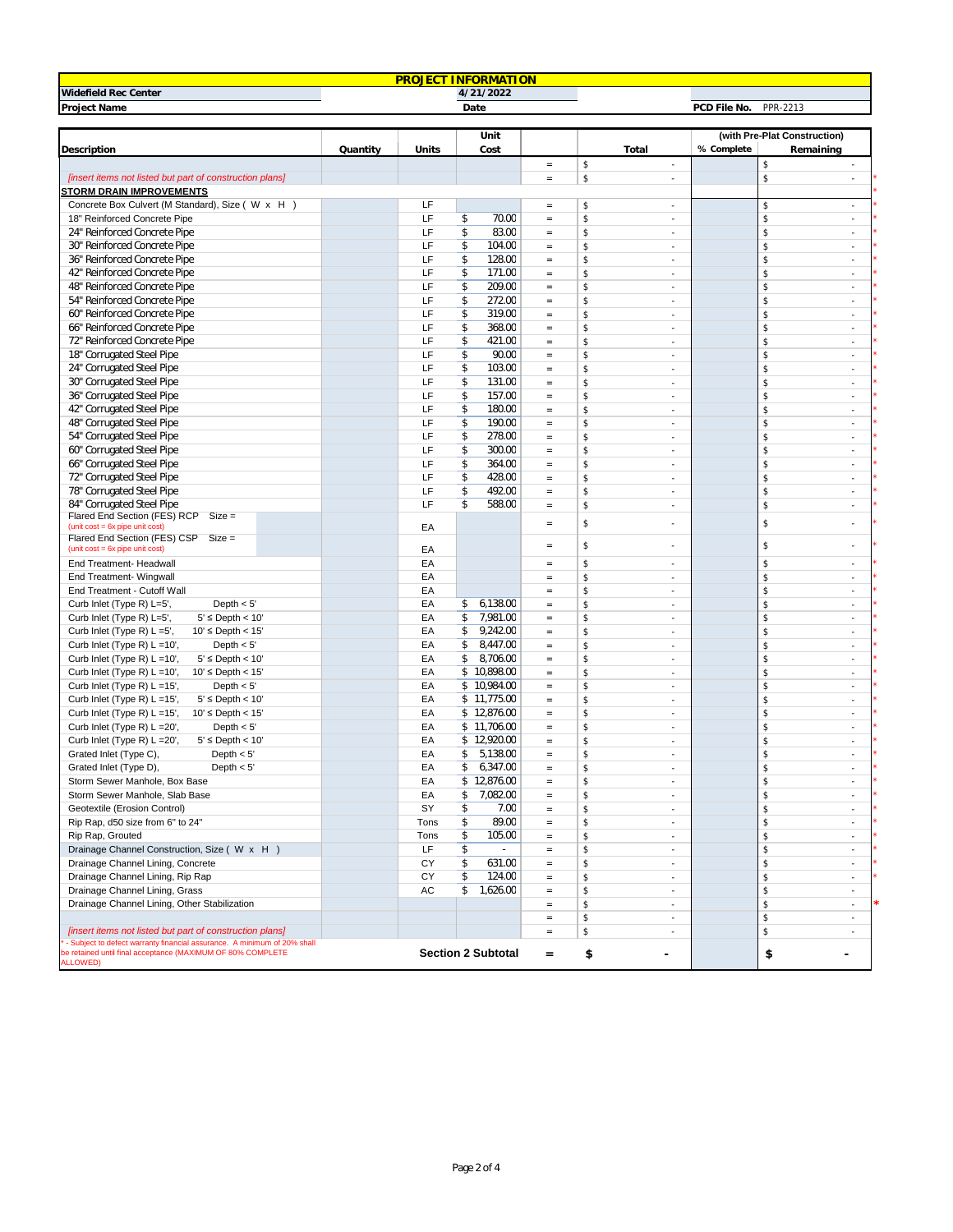| PROJECT INFORMATION | | | |
|---|---|---|---|
| Widefield Rec Center | 4/21/2022 | | |
| Project Name | Date | PCD File No. | PPR-2213 |

| Description | Quantity | Units | Unit Cost | | Total | (with Pre-Plat Construction) % Complete | Remaining | |
|---|---|---|---|---|---|---|---|---|
| | | | | = | $ - | | $ - | |
| [insert items not listed but part of construction plans] | | | | = | $ - | | $ - | * |
| **STORM DRAIN IMPROVEMENTS** | | | | | | | | * |
| Concrete Box Culvert (M Standard), Size ( W x H ) | | LF | | = | $ - | | $ - | * |
| 18" Reinforced Concrete Pipe | | LF | $ 70.00 | = | $ - | | $ - | * |
| 24" Reinforced Concrete Pipe | | LF | $ 83.00 | = | $ - | | $ - | * |
| 30" Reinforced Concrete Pipe | | LF | $ 104.00 | = | $ - | | $ - | * |
| 36" Reinforced Concrete Pipe | | LF | $ 128.00 | = | $ - | | $ - | * |
| 42" Reinforced Concrete Pipe | | LF | $ 171.00 | = | $ - | | $ - | * |
| 48" Reinforced Concrete Pipe | | LF | $ 209.00 | = | $ - | | $ - | * |
| 54" Reinforced Concrete Pipe | | LF | $ 272.00 | = | $ - | | $ - | * |
| 60" Reinforced Concrete Pipe | | LF | $ 319.00 | = | $ - | | $ - | * |
| 66" Reinforced Concrete Pipe | | LF | $ 368.00 | = | $ - | | $ - | * |
| 72" Reinforced Concrete Pipe | | LF | $ 421.00 | = | $ - | | $ - | * |
| 18" Corrugated Steel Pipe | | LF | $ 90.00 | = | $ - | | $ - | * |
| 24" Corrugated Steel Pipe | | LF | $ 103.00 | = | $ - | | $ - | * |
| 30" Corrugated Steel Pipe | | LF | $ 131.00 | = | $ - | | $ - | * |
| 36" Corrugated Steel Pipe | | LF | $ 157.00 | = | $ - | | $ - | * |
| 42" Corrugated Steel Pipe | | LF | $ 180.00 | = | $ - | | $ - | * |
| 48" Corrugated Steel Pipe | | LF | $ 190.00 | = | $ - | | $ - | * |
| 54" Corrugated Steel Pipe | | LF | $ 278.00 | = | $ - | | $ - | * |
| 60" Corrugated Steel Pipe | | LF | $ 300.00 | = | $ - | | $ - | * |
| 66" Corrugated Steel Pipe | | LF | $ 364.00 | = | $ - | | $ - | * |
| 72" Corrugated Steel Pipe | | LF | $ 428.00 | = | $ - | | $ - | * |
| 78" Corrugated Steel Pipe | | LF | $ 492.00 | = | $ - | | $ - | * |
| 84" Corrugated Steel Pipe | | LF | $ 588.00 | = | $ - | | $ - | * |
| Flared End Section (FES) RCP Size = (unit cost = 6x pipe unit cost) | | EA | | = | $ - | | $ - | * |
| Flared End Section (FES) CSP Size = (unit cost = 6x pipe unit cost) | | EA | | = | $ - | | $ - | * |
| End Treatment- Headwall | | EA | | = | $ - | | $ - | * |
| End Treatment- Wingwall | | EA | | = | $ - | | $ - | * |
| End Treatment - Cutoff Wall | | EA | | = | $ - | | $ - | * |
| Curb Inlet (Type R) L=5', Depth < 5' | | EA | $ 6,138.00 | = | $ - | | $ - | * |
| Curb Inlet (Type R) L=5', 5' ≤ Depth < 10' | | EA | $ 7,981.00 | = | $ - | | $ - | * |
| Curb Inlet (Type R) L =5', 10' ≤ Depth < 15' | | EA | $ 9,242.00 | = | $ - | | $ - | * |
| Curb Inlet (Type R) L =10', Depth < 5' | | EA | $ 8,447.00 | = | $ - | | $ - | * |
| Curb Inlet (Type R) L =10', 5' ≤ Depth < 10' | | EA | $ 8,706.00 | = | $ - | | $ - | * |
| Curb Inlet (Type R) L =10', 10' ≤ Depth < 15' | | EA | $ 10,898.00 | = | $ - | | $ - | * |
| Curb Inlet (Type R) L =15', Depth < 5' | | EA | $ 10,984.00 | = | $ - | | $ - | * |
| Curb Inlet (Type R) L =15', 5' ≤ Depth < 10' | | EA | $ 11,775.00 | = | $ - | | $ - | * |
| Curb Inlet (Type R) L =15', 10' ≤ Depth < 15' | | EA | $ 12,876.00 | = | $ - | | $ - | * |
| Curb Inlet (Type R) L =20', Depth < 5' | | EA | $ 11,706.00 | = | $ - | | $ - | * |
| Curb Inlet (Type R) L =20', 5' ≤ Depth < 10' | | EA | $ 12,920.00 | = | $ - | | $ - | * |
| Grated Inlet (Type C), Depth < 5' | | EA | $ 5,138.00 | = | $ - | | $ - | * |
| Grated Inlet (Type D), Depth < 5' | | EA | $ 6,347.00 | = | $ - | | $ - | * |
| Storm Sewer Manhole, Box Base | | EA | $ 12,876.00 | = | $ - | | $ - | * |
| Storm Sewer Manhole, Slab Base | | EA | $ 7,082.00 | = | $ - | | $ - | * |
| Geotextile (Erosion Control) | | SY | $ 7.00 | = | $ - | | $ - | * |
| Rip Rap, d50 size from 6" to 24" | | Tons | $ 89.00 | = | $ - | | $ - | * |
| Rip Rap, Grouted | | Tons | $ 105.00 | = | $ - | | $ - | * |
| Drainage Channel Construction, Size ( W x H ) | | LF | $ - | = | $ - | | $ - | * |
| Drainage Channel Lining, Concrete | | CY | $ 631.00 | = | $ - | | $ - | * |
| Drainage Channel Lining, Rip Rap | | CY | $ 124.00 | = | $ - | | $ - | * |
| Drainage Channel Lining, Grass | | AC | $ 1,626.00 | = | $ - | | $ - | |
| Drainage Channel Lining, Other Stabilization | | | | = | $ - | | $ - | * |
| | | | | = | $ - | | $ - | |
| [insert items not listed but part of construction plans] | | | | = | $ - | | $ - | |
| * - Subject to defect warranty financial assurance. A minimum of 20% shall be retained until final acceptance (MAXIMUM OF 80% COMPLETE ALLOWED) | | | **Section 2 Subtotal** | **=** | **$ -** | | **$ -** | |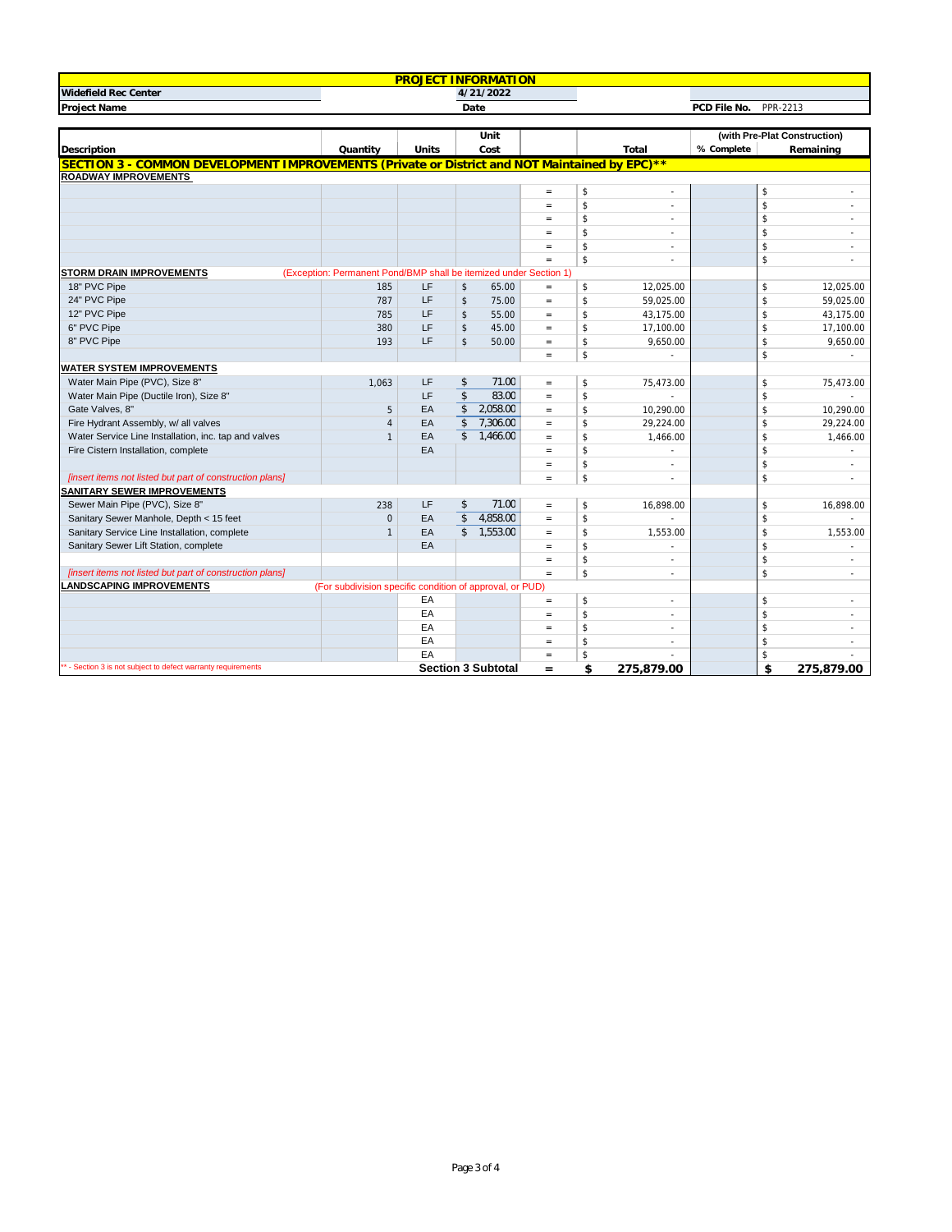| PROJECT INFORMATION | | | |
|---|---|---|---|
| Widefield Rec Center | 4/21/2022 | | |
| Project Name | Date | PCD File No. | PPR-2213 |

| Description | Quantity | Units | Unit Cost | | Total | (with Pre-Plat Construction) % Complete | Remaining |
|---|---|---|---|---|---|---|---|
| **SECTION 3 - COMMON DEVELOPMENT IMPROVEMENTS (Private or District and NOT Maintained by EPC)\*\*** | | | | | | | |
| **ROADWAY IMPROVEMENTS** | | | | | | | |
| | | | | = | $ - | | $ - |
| | | | | = | $ - | | $ - |
| | | | | = | $ - | | $ - |
| | | | | = | $ - | | $ - |
| | | | | = | $ - | | $ - |
| | | | | = | $ - | | $ - |
| **STORM DRAIN IMPROVEMENTS** (Exception: Permanent Pond/BMP shall be itemized under Section 1) | | | | | | | |
| 18" PVC Pipe | 185 | LF | $ 65.00 | = | $ 12,025.00 | | $ 12,025.00 |
| 24" PVC Pipe | 787 | LF | $ 75.00 | = | $ 59,025.00 | | $ 59,025.00 |
| 12" PVC Pipe | 785 | LF | $ 55.00 | = | $ 43,175.00 | | $ 43,175.00 |
| 6" PVC Pipe | 380 | LF | $ 45.00 | = | $ 17,100.00 | | $ 17,100.00 |
| 8" PVC Pipe | 193 | LF | $ 50.00 | = | $ 9,650.00 | | $ 9,650.00 |
| | | | | = | $ - | | $ - |
| **WATER SYSTEM IMPROVEMENTS** | | | | | | | |
| Water Main Pipe (PVC), Size 8" | 1,063 | LF | $ 71.00 | = | $ 75,473.00 | | $ 75,473.00 |
| Water Main Pipe (Ductile Iron), Size 8" | | LF | $ 83.00 | = | $ - | | $ - |
| Gate Valves, 8" | 5 | EA | $ 2,058.00 | = | $ 10,290.00 | | $ 10,290.00 |
| Fire Hydrant Assembly, w/ all valves | 4 | EA | $ 7,306.00 | = | $ 29,224.00 | | $ 29,224.00 |
| Water Service Line Installation, inc. tap and valves | 1 | EA | $ 1,466.00 | = | $ 1,466.00 | | $ 1,466.00 |
| Fire Cistern Installation, complete | | EA | | = | $ - | | $ - |
| | | | | = | $ - | | $ - |
| *[insert items not listed but part of construction plans]* | | | | = | $ - | | $ - |
| **SANITARY SEWER IMPROVEMENTS** | | | | | | | |
| Sewer Main Pipe (PVC), Size 8" | 238 | LF | $ 71.00 | = | $ 16,898.00 | | $ 16,898.00 |
| Sanitary Sewer Manhole, Depth < 15 feet | 0 | EA | $ 4,858.00 | = | $ - | | $ - |
| Sanitary Service Line Installation, complete | 1 | EA | $ 1,553.00 | = | $ 1,553.00 | | $ 1,553.00 |
| Sanitary Sewer Lift Station, complete | | EA | | = | $ - | | $ - |
| | | | | = | $ - | | $ - |
| *[insert items not listed but part of construction plans]* | | | | = | $ - | | $ - |
| **LANDSCAPING IMPROVEMENTS** (For subdivision specific condition of approval, or PUD) | | | | | | | |
| | | EA | | = | $ - | | $ - |
| | | EA | | = | $ - | | $ - |
| | | EA | | = | $ - | | $ - |
| | | EA | | = | $ - | | $ - |
| | | EA | | = | $ - | | $ - |
| \*\* - Section 3 is not subject to defect warranty requirements | | | **Section 3 Subtotal** | **=** | **$ 275,879.00** | | **$ 275,879.00** |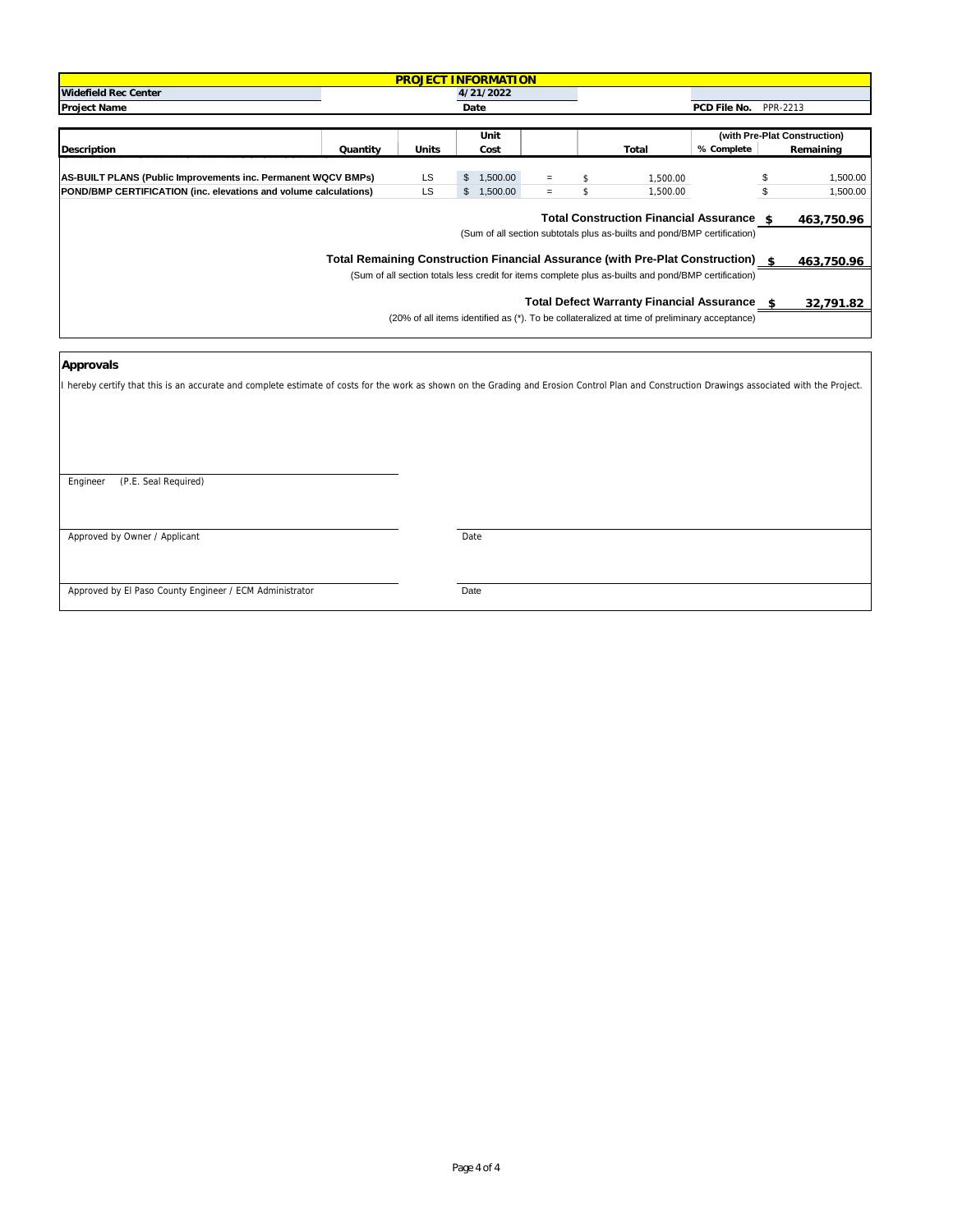## PROJECT INFORMATION

| | | | |
|---|---|---|---|
| **Widefield Rec Center** | **4/21/2022** | | |
| **Project Name** | **Date** | **PCD File No.** | PPR-2213 |

| Description | Quantity | Units | Unit Cost | | Total | % Complete | (with Pre-Plat Construction) Remaining |
|---|---|---|---|---|---|---|---|
| **AS-BUILT PLANS (Public Improvements inc. Permanent WQCV BMPs)** | | LS | $ 1,500.00 | = | $ 1,500.00 | | $ 1,500.00 |
| **POND/BMP CERTIFICATION (inc. elevations and volume calculations)** | | LS | $ 1,500.00 | = | $ 1,500.00 | | $ 1,500.00 |

**Total Construction Financial Assurance** **$ 463,750.96**

(Sum of all section subtotals plus as-builts and pond/BMP certification)

**Total Remaining Construction Financial Assurance (with Pre-Plat Construction)** **$ 463,750.96**

(Sum of all section totals less credit for items complete plus as-builts and pond/BMP certification)

**Total Defect Warranty Financial Assurance** **$ 32,791.82**

(20% of all items identified as (*). To be collateralized at time of preliminary acceptance)

## Approvals

I hereby certify that this is an accurate and complete estimate of costs for the work as shown on the Grading and Erosion Control Plan and Construction Drawings associated with the Project.

Engineer (P.E. Seal Required)

Approved by Owner / Applicant — Date

Approved by El Paso County Engineer / ECM Administrator — Date